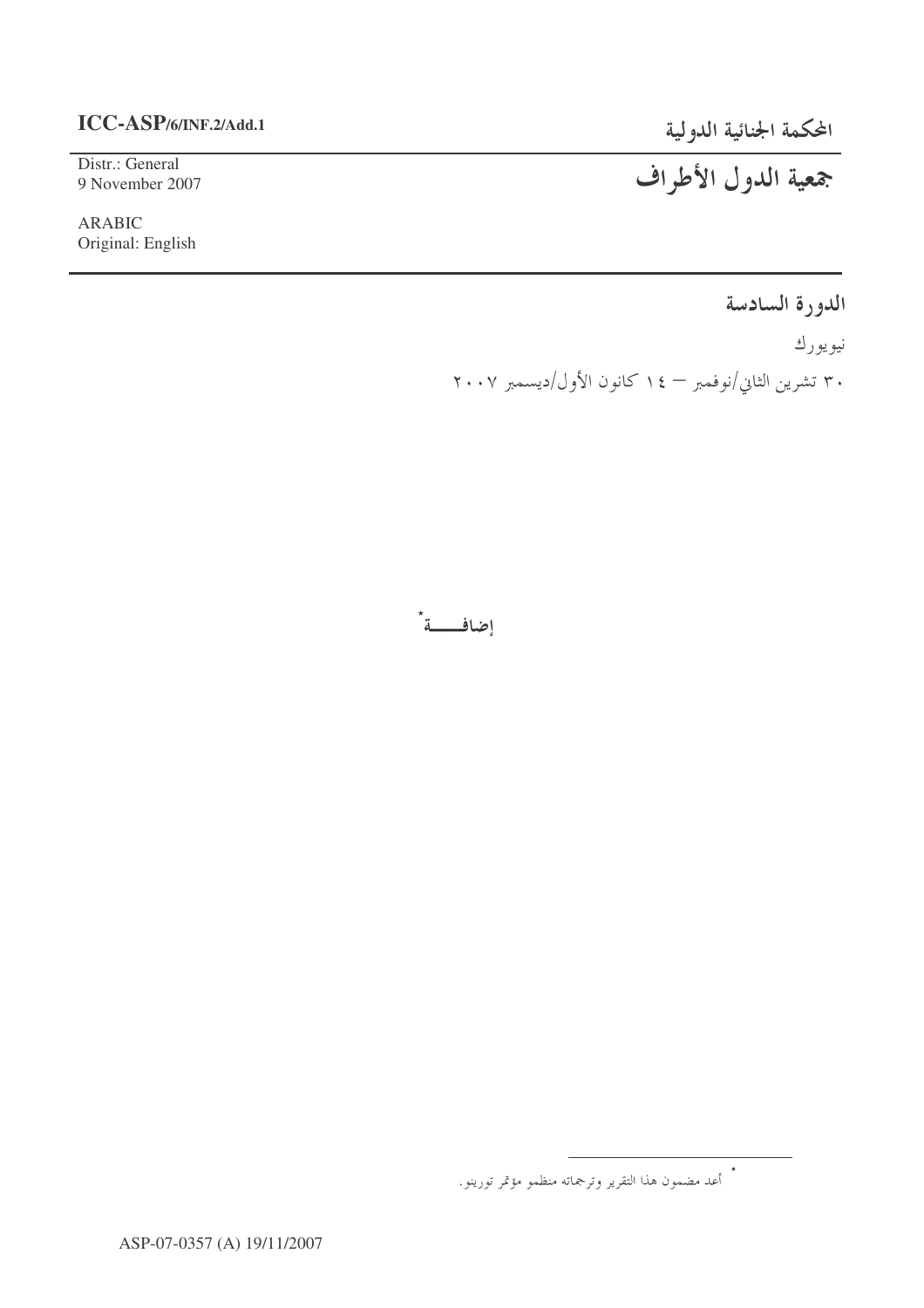**ICC-ASP/6/INF.2/Add.1**

Distr.: General
9 November 2007

ARABIC
Original: English

**المحكمة الجنائية الدولية**

# جمعية الدول الأطراف

## الدورة السادسة

نيويورك

٣٠ تشرين الثاني/نوفمبر – ١٤ كانون الأول/ديسمبر ٢٠٠٧

**إضافـــــة***

---

* أعد مضمون هذا التقرير وترجماته منظمو مؤتمر تورينو.

ASP-07-0357 (A) 19/11/2007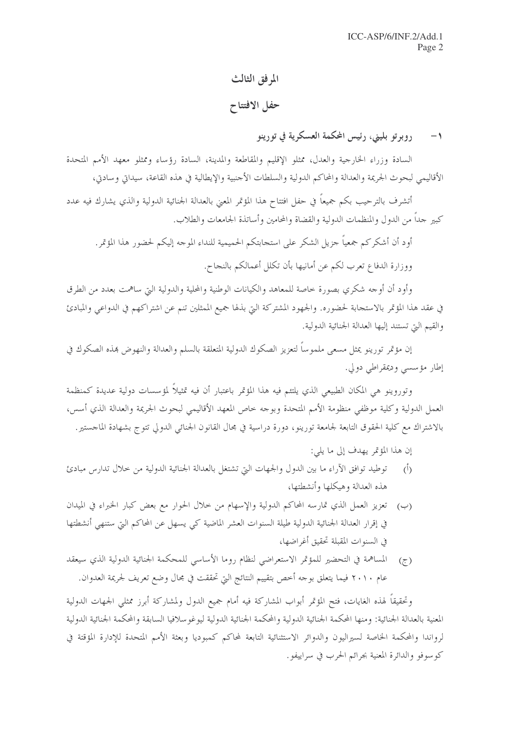# المرفق الثالث

## حفل الافتتاح

### ١- روبرتو بليني، رئيس المحكمة العسكرية في تورينو

السادة وزراء الخارجية والعدل، ممثلو الإقليم والمقاطعة والمدينة، السادة رؤساء وممثلو معهد الأمم المتحدة الأقاليمي لبحوث الجريمة والعدالة والمحاكم الدولية والسلطات الأجنبية والإيطالية في هذه القاعة، سيداتي وسادتي،

أتشرف بالترحيب بكم جميعاً في حفل افتتاح هذا المؤتمر المعني بالعدالة الجنائية الدولية والذي يشارك فيه عدد كبير جداً من الدول والمنظمات الدولية والقضاة والمحامين وأساتذة الجامعات والطلاب.

أود أن أشكركم جميعاً جزيل الشكر على استجابتكم الحميمية للنداء الموجه إليكم لحضور هذا المؤتمر.

ووزارة الدفاع تعرب لكم عن أمانيها بأن تكلل أعمالكم بالنجاح.

وأود أن أوجه شكري بصورة خاصة للمعاهد والكيانات الوطنية والمحلية والدولية التي ساهمت بعدد من الطرق في عقد هذا المؤتمر بالاستجابة لحضوره. والجهود المشتركة التي بذلها جميع الممثلين تنم عن اشتراكهم في الدواعي والمبادئ والقيم التي تستند إليها العدالة الجنائية الدولية.

إن مؤتمر تورينو يمثل مسعى ملموساً لتعزيز الصكوك الدولية المتعلقة بالسلم والعدالة والنهوض بهذه الصكوك في إطار مؤسسي وديمقراطي دولي.

وتورينو هي المكان الطبيعي الذي يلتئم فيه هذا المؤتمر باعتبار أن فيه تمثيلاً لمؤسسات دولية عديدة كمنظمة العمل الدولية وكلية موظفي منظومة الأمم المتحدة وبوجه خاص المعهد الأقاليمي لبحوث الجريمة والعدالة الذي أسس، بالاشتراك مع كلية الحقوق التابعة لجامعة تورينو، دورة دراسية في مجال القانون الجنائي الدولي تتوج بشهادة الماجستير.

إن هذا المؤتمر يهدف إلى ما يلي:

(أ) توطيد توافق الآراء ما بين الدول والجهات التي تشتغل بالعدالة الجنائية الدولية من خلال تدارس مبادئ هذه العدالة وهيكلها وأنشطتها،

(ب) تعزيز العمل الذي تمارسه المحاكم الدولية والإسهام من خلال الحوار مع بعض كبار الخبراء في الميدان في إقرار العدالة الجنائية الدولية طيلة السنوات العشر الماضية كي يسهل عن المحاكم التي ستنهي أنشطتها في السنوات المقبلة تحقيق أغراضها،

(ج) المساهمة في التحضير للمؤتمر الاستعراضي لنظام روما الأساسي للمحكمة الجنائية الدولية الذي سيعقد عام ٢٠١٠ فيما يتعلق بوجه أخص بتقييم النتائج التي تحققت في مجال وضع تعريف لجريمة العدوان.

وتحقيقاً لهذه الغايات، فتح المؤتمر أبواب المشاركة فيه أمام جميع الدول ولمشاركة أبرز ممثلي الجهات الدولية المعنية بالعدالة الجنائية: ومنها المحكمة الجنائية الدولية والمحكمة الجنائية الدولية ليوغوسلافيا السابقة والمحكمة الجنائية الدولية لرواندا والمحكمة الخاصة لسيراليون والدوائر الاستثنائية التابعة لمحاكم كمبوديا وبعثة الأمم المتحدة للإدارة المؤقتة في كوسوفو والدائرة المعنية بجرائم الحرب في سراييفو.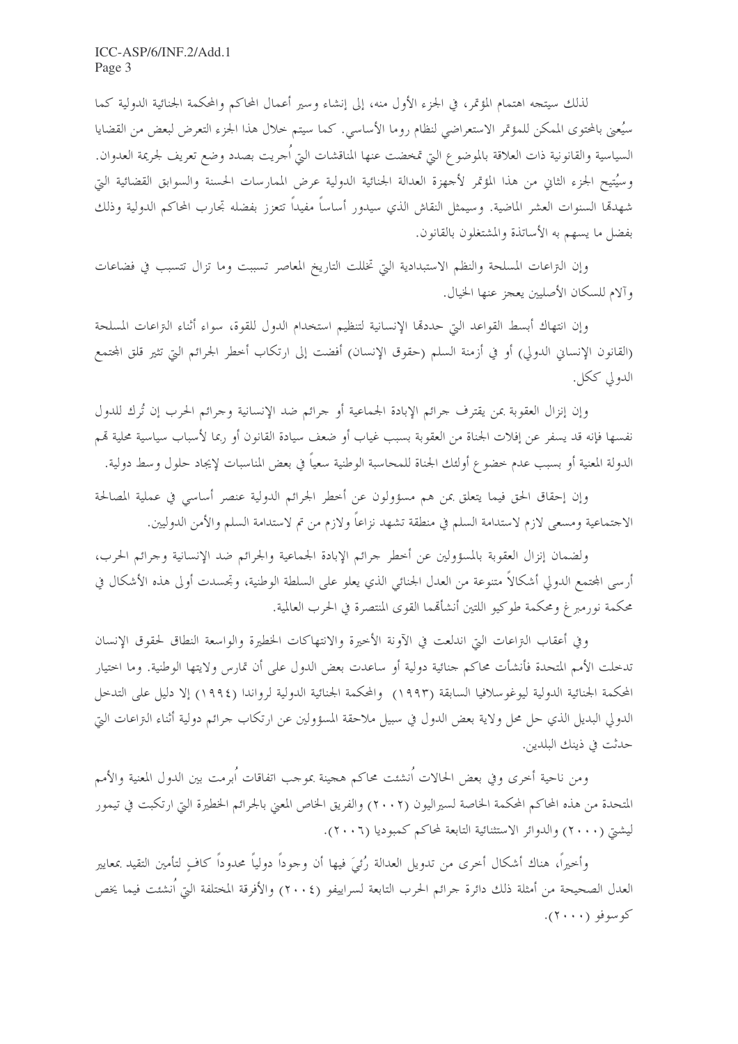لذلك سيتجه اهتمام المؤتمر، في الجزء الأول منه، إلى إنشاء وسير أعمال المحاكم والمحكمة الجنائية الدولية كما سيُعنى بالمحتوى الممكن للمؤتمر الاستعراضي لنظام روما الأساسي. كما سيتم خلال هذا الجزء التعرض لبعض من القضايا السياسية والقانونية ذات العلاقة بالموضوع التي تمخضت عنها المناقشات التي أُجريت بصدد وضع تعريف لجريمة العدوان. وسيُتيح الجزء الثاني من هذا المؤتمر لأجهزة العدالة الجنائية الدولية عرض الممارسات الحسنة والسوابق القضائية التي شهدتها السنوات العشر الماضية. وسيمثل النقاش الذي سيدور أساساً مفيداً تتعزز بفضله تجارب المحاكم الدولية وذلك بفضل ما يسهم به الأساتذة والمشتغلون بالقانون.

وإن النزاعات المسلحة والنظم الاستبدادية التي تخللت التاريخ المعاصر تسببت وما تزال تتسبب في فضاعات وآلام للسكان الأصليين يعجز عنها الخيال.

وإن انتهاك أبسط القواعد التي حددتها الإنسانية لتنظيم استخدام الدول للقوة، سواء أثناء النزاعات المسلحة (القانون الإنساني الدولي) أو في أزمنة السلم (حقوق الإنسان) أفضت إلى ارتكاب أخطر الجرائم التي تثير قلق المجتمع الدولي ككل.

وإن إنزال العقوبة بمن يقترف جرائم الإبادة الجماعية أو جرائم ضد الإنسانية وجرائم الحرب إن تُرك للدول نفسها فإنه قد يسفر عن إفلات الجناة من العقوبة بسبب غياب أو ضعف سيادة القانون أو ربما لأسباب سياسية محلية تهم الدولة المعنية أو بسبب عدم خضوع أولئك الجناة للمحاسبة الوطنية سعياً في بعض المناسبات لإيجاد حلول وسط دولية.

وإن إحقاق الحق فيما يتعلق بمن هم مسؤولون عن أخطر الجرائم الدولية عنصر أساسي في عملية المصالحة الاجتماعية ومسعى لازم لاستدامة السلم في منطقة تشهد نزاعاً ولازم من تم لاستدامة السلم والأمن الدوليين.

ولضمان إنزال العقوبة بالمسؤولين عن أخطر جرائم الإبادة الجماعية والجرائم ضد الإنسانية وجرائم الحرب، أرسى المجتمع الدولي أشكالاً متنوعة من العدل الجنائي الذي يعلو على السلطة الوطنية، وتجسدت أولى هذه الأشكال في محكمة نورمبرغ ومحكمة طوكيو اللتين أنشأتهما القوى المنتصرة في الحرب العالمية.

وفي أعقاب النزاعات التي اندلعت في الآونة الأخيرة والانتهاكات الخطيرة والواسعة النطاق لحقوق الإنسان تدخلت الأمم المتحدة فأنشأت محاكم جنائية دولية أو ساعدت بعض الدول على أن تمارس ولايتها الوطنية. وما اختيار المحكمة الجنائية الدولية ليوغوسلافيا السابقة (١٩٩٣) والمحكمة الجنائية الدولية لرواندا (١٩٩٤) إلا دليل على التدخل الدولي البديل الذي حل محل ولاية بعض الدول في سبيل ملاحقة المسؤولين عن ارتكاب جرائم دولية أثناء النزاعات التي حدثت في ذينك البلدين.

ومن ناحية أخرى وفي بعض الحالات أُنشئت محاكم هجينة بموجب اتفاقات أُبرمت بين الدول المعنية والأمم المتحدة من هذه المحاكم المحكمة الخاصة لسيراليون (٢٠٠٢) والفريق الخاص المعني بالجرائم الخطيرة التي ارتكبت في تيمور ليشتي (٢٠٠٠) والدوائر الاستثنائية التابعة لمحاكم كمبوديا (٢٠٠٦).

وأخيراً، هناك أشكال أخرى من تدويل العدالة رُئيَ فيها أن وجوداً دولياً محدوداً كافٍ لتأمين التقيد بمعايير العدل الصحيحة من أمثلة ذلك دائرة جرائم الحرب التابعة لسراييفو (٢٠٠٤) والأفرقة المختلفة التي أُنشئت فيما يخص كوسوفو (٢٠٠٠).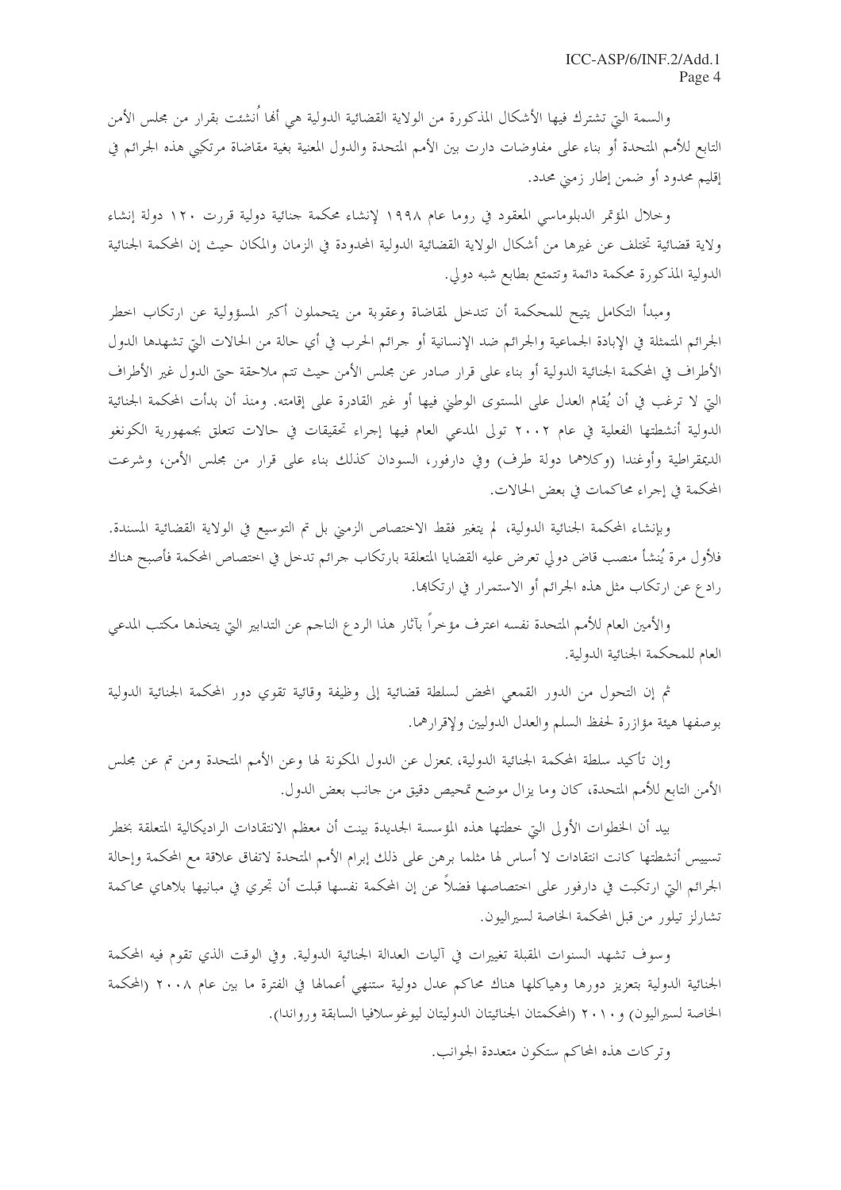والسمة التي تشترك فيها الأشكال المذكورة من الولاية القضائية الدولية هي أنها أُنشئت بقرار من مجلس الأمن التابع للأمم المتحدة أو بناء على مفاوضات دارت بين الأمم المتحدة والدول المعنية بغية مقاضاة مرتكبي هذه الجرائم في إقليم محدود أو ضمن إطار زمني محدد.

وخلال المؤتمر الدبلوماسي المعقود في روما عام ١٩٩٨ لإنشاء محكمة جنائية دولية قررت ١٢٠ دولة إنشاء ولاية قضائية تختلف عن غيرها من أشكال الولاية القضائية الدولية المحدودة في الزمان والمكان حيث إن المحكمة الجنائية الدولية المذكورة محكمة دائمة وتتمتع بطابع شبه دولي.

ومبدأ التكامل يتيح للمحكمة أن تتدخل لمقاضاة وعقوبة من يتحملون أكبر المسؤولية عن ارتكاب اخطر الجرائم المتمثلة في الإبادة الجماعية والجرائم ضد الإنسانية أو جرائم الحرب في أي حالة من الحالات التي تشهدها الدول الأطراف في المحكمة الجنائية الدولية أو بناء على قرار صادر عن مجلس الأمن حيث تتم ملاحقة حتى الدول غير الأطراف التي لا ترغب في أن يُقام العدل على المستوى الوطني فيها أو غير القادرة على إقامته. ومنذ أن بدأت المحكمة الجنائية الدولية أنشطتها الفعلية في عام ٢٠٠٢ تولى المدعي العام فيها إجراء تحقيقات في حالات تتعلق بجمهورية الكونغو الديمقراطية وأوغندا (وكلاهما دولة طرف) وفي دارفور، السودان كذلك بناء على قرار من مجلس الأمن، وشرعت المحكمة في إجراء محاكمات في بعض الحالات.

وبإنشاء المحكمة الجنائية الدولية، لم يتغير فقط الاختصاص الزمني بل تم التوسيع في الولاية القضائية المسندة. فلأول مرة يُنشأ منصب قاض دولي تعرض عليه القضايا المتعلقة بارتكاب جرائم تدخل في اختصاص المحكمة فأصبح هناك رادع عن ارتكاب مثل هذه الجرائم أو الاستمرار في ارتكابها.

والأمين العام للأمم المتحدة نفسه اعترف مؤخراً بآثار هذا الردع الناجم عن التدابير التي يتخذها مكتب المدعي العام للمحكمة الجنائية الدولية.

ثم إن التحول من الدور القمعي المحض لسلطة قضائية إلى وظيفة وقائية تقوي دور المحكمة الجنائية الدولية بوصفها هيئة مؤازرة لحفظ السلم والعدل الدوليين ولإقرارهما.

وإن تأكيد سلطة المحكمة الجنائية الدولية، بمعزل عن الدول المكونة لها وعن الأمم المتحدة ومن ثم عن مجلس الأمن التابع للأمم المتحدة، كان وما يزال موضع تمحيص دقيق من جانب بعض الدول.

بيد أن الخطوات الأولى التي خطتها هذه المؤسسة الجديدة بينت أن معظم الانتقادات الراديكالية المتعلقة بخطر تسييس أنشطتها كانت انتقادات لا أساس لها مثلما برهن على ذلك إبرام الأمم المتحدة لاتفاق علاقة مع المحكمة وإحالة الجرائم التي ارتكبت في دارفور على اختصاصها فضلاً عن إن المحكمة نفسها قبلت أن تجري في مبانيها بلاهاي محاكمة تشارلز تيلور من قبل المحكمة الخاصة لسيراليون.

وسوف تشهد السنوات المقبلة تغييرات في آليات العدالة الجنائية الدولية. وفي الوقت الذي تقوم فيه المحكمة الجنائية الدولية بتعزيز دورها وهياكلها هناك محاكم عدل دولية ستنهي أعمالها في الفترة ما بين عام ٢٠٠٨ (المحكمة الخاصة لسيراليون) و٢٠١٠ (المحكمتان الجنائيتان الدوليتان ليوغوسلافيا السابقة ورواندا).

وتركات هذه المحاكم ستكون متعددة الجوانب.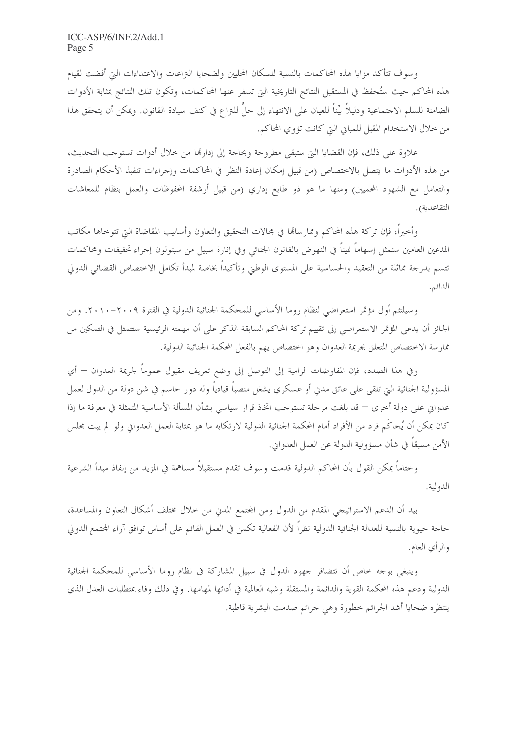وسوف تتأكد مزايا هذه المحاكمات بالنسبة للسكان المحليين ولضحايا النزاعات والاعتداءات التي أفضت لقيام هذه المحاكم حيث ستُحفظ في المستقبل النتائج التاريخية التي تسفر عنها المحاكمات، وتكون تلك النتائج بمثابة الأدوات الضامنة للسلم الاجتماعية ودليلاً بيِّناً للعيان على الانتهاء إلى حلٍّ للنزاع في كنف سيادة القانون. ويمكن أن يتحقق هذا من خلال الاستخدام المقبل للمباني التي كانت تؤوي المحاكم.

علاوة على ذلك، فإن القضايا التي ستبقى مطروحة وبحاجة إلى إدارتها من خلال أدوات تستوجب التحديث، من هذه الأدوات ما يتصل بالاختصاص (من قبيل إمكان إعادة النظر في المحاكمات وإجراءات تنفيذ الأحكام الصادرة والتعامل مع الشهود المحميين) ومنها ما هو ذو طابع إداري (من قبيل أرشفة المحفوظات والعمل بنظام للمعاشات التقاعدية).

وأخيراً، فإن تركة هذه المحاكم وممارساتها في مجالات التحقيق والتعاون وأساليب المقاضاة التي تتوخاها مكاتب المدعين العامين ستمثل إسهاماً ثميناً في النهوض بالقانون الجنائي وفي إنارة سبيل من سيتولون إجراء تحقيقات ومحاكمات تتسم بدرجة مماثلة من التعقيد والحساسية على المستوى الوطني وتأكيداً بخاصة لمبدأ تكامل الاختصاص القضائي الدولي الدائم.

وسيلتئم أول مؤتمر استعراضي لنظام روما الأساسي للمحكمة الجنائية الدولية في الفترة ٢٠٠٩-٢٠١٠. ومن الجائز أن يدعى المؤتمر الاستعراضي إلى تقييم تركة المحاكم السابقة الذكر على أن مهمته الرئيسية ستتمثل في التمكين من ممارسة الاختصاص المتعلق بجريمة العدوان وهو اختصاص يهم بالفعل المحكمة الجنائية الدولية.

وفي هذا الصدد، فإن المفاوضات الرامية إلى التوصل إلى وضع تعريف مقبول عموماً لجريمة العدوان — أي المسؤولية الجنائية التي تلقى على عاتق مدني أو عسكري يشغل منصباً قيادياً وله دور حاسم في شن دولة من الدول لعمل عدواني على دولة أخرى — قد بلغت مرحلة تستوجب اتخاذ قرار سياسي بشأن المسألة الأساسية المتمثلة في معرفة ما إذا كان يمكن أن يُحاكَم فرد من الأفراد أمام المحكمة الجنائية الدولية لارتكابه ما هو بمثابة العمل العدواني ولو لم يبت مجلس الأمن مسبقاً في شأن مسؤولية الدولة عن العمل العدواني.

وختاماً يمكن القول بأن المحاكم الدولية قدمت وسوف تقدم مستقبلاً مساهمة في المزيد من إنفاذ مبدأ الشرعية الدولية.

بيد أن الدعم الاستراتيجي المقدم من الدول ومن المجتمع المدني من خلال مختلف أشكال التعاون والمساعدة، حاجة حيوية بالنسبة للعدالة الجنائية الدولية نظراً لأن الفعالية تكمن في العمل القائم على أساس توافق آراء المجتمع الدولي والرأي العام.

وينبغي بوجه خاص أن تتضافر جهود الدول في سبيل المشاركة في نظام روما الأساسي للمحكمة الجنائية الدولية ودعم هذه المحكمة القوية والدائمة والمستقلة وشبه العالمية في أدائها لمهامها. وفي ذلك وفاء بمتطلبات العدل الذي ينتظره ضحايا أشد الجرائم خطورة وهي جرائم صدمت البشرية قاطبة.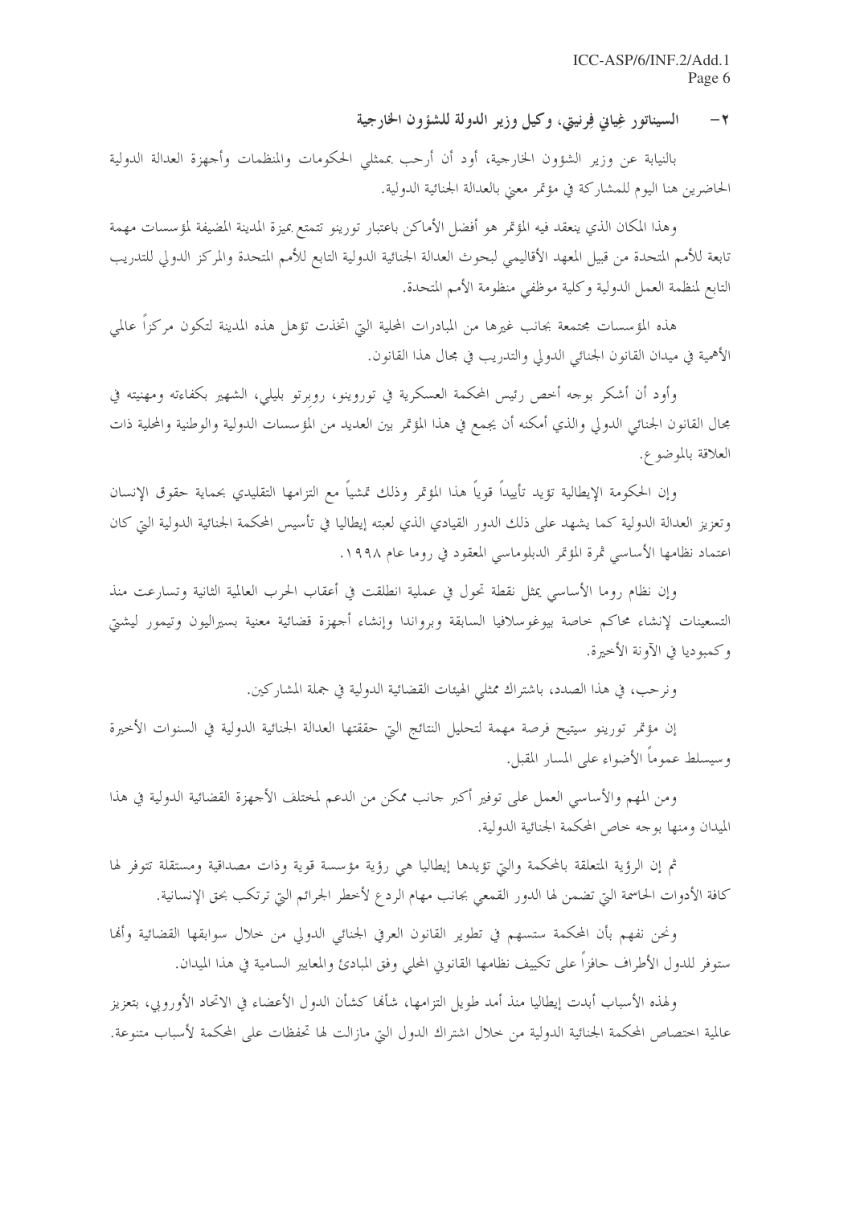## ٢- السيناتور غِياني فِرنيتي، وكيل وزير الدولة للشؤون الخارجية

بالنيابة عن وزير الشؤون الخارجية، أود أن أرحب بممثلي الحكومات والمنظمات وأجهزة العدالة الدولية الحاضرين هنا اليوم للمشاركة في مؤتمر معني بالعدالة الجنائية الدولية.

وهذا المكان الذي ينعقد فيه المؤتمر هو أفضل الأماكن باعتبار تورينو تتمتع بميزة المدينة المضيفة لمؤسسات مهمة تابعة للأمم المتحدة من قبيل المعهد الأقاليمي لبحوث العدالة الجنائية الدولية التابع للأمم المتحدة والمركز الدولي للتدريب التابع لمنظمة العمل الدولية وكلية موظفي منظومة الأمم المتحدة.

هذه المؤسسات مجتمعة بجانب غيرها من المبادرات المحلية التي اتخذت تؤهل هذه المدينة لتكون مركزاً عالمي الأهمية في ميدان القانون الجنائي الدولي والتدريب في مجال هذا القانون.

وأود أن أشكر بوجه أخص رئيس المحكمة العسكرية في تورينو، روبرتو بليلي، الشهير بكفاءته ومهنيته في مجال القانون الجنائي الدولي والذي أمكنه أن يجمع في هذا المؤتمر بين العديد من المؤسسات الدولية والوطنية والمحلية ذات العلاقة بالموضوع.

وإن الحكومة الإيطالية تؤيد تأييداً قوياً هذا المؤتمر وذلك تمشياً مع التزامها التقليدي بحماية حقوق الإنسان وتعزيز العدالة الدولية كما يشهد على ذلك الدور القيادي الذي لعبته إيطاليا في تأسيس المحكمة الجنائية الدولية التي كان اعتماد نظامها الأساسي ثمرة المؤتمر الدبلوماسي المعقود في روما عام ١٩٩٨.

وإن نظام روما الأساسي يمثل نقطة تحول في عملية انطلقت في أعقاب الحرب العالمية الثانية وتسارعت منذ التسعينات لإنشاء محاكم خاصة بيوغوسلافيا السابقة وبرواندا وإنشاء أجهزة قضائية معنية بسيراليون وتيمور ليشتي وكمبوديا في الآونة الأخيرة.

ونرحب، في هذا الصدد، باشتراك ممثلي الهيئات القضائية الدولية في جملة المشاركين.

إن مؤتمر تورينو سيتيح فرصة مهمة لتحليل النتائج التي حققتها العدالة الجنائية الدولية في السنوات الأخيرة وسيسلط عموماً الأضواء على المسار المقبل.

ومن المهم والأساسي العمل على توفير أكبر جانب ممكن من الدعم لمختلف الأجهزة القضائية الدولية في هذا الميدان ومنها بوجه خاص المحكمة الجنائية الدولية.

ثم إن الرؤية المتعلقة بالمحكمة والتي تؤيدها إيطاليا هي رؤية مؤسسة قوية وذات مصداقية ومستقلة تتوفر لها كافة الأدوات الحاسمة التي تضمن لها الدور القمعي بجانب مهام الردع لأخطر الجرائم التي ترتكب بحق الإنسانية.

ونحن نفهم بأن المحكمة ستسهم في تطوير القانون العرفي الجنائي الدولي من خلال سوابقها القضائية وأنها ستوفر للدول الأطراف حافزاً على تكييف نظامها القانوني المحلي وفق المبادئ والمعايير السامية في هذا الميدان.

ولهذه الأسباب أبدت إيطاليا منذ أمد طويل التزامها، شأنها كشأن الدول الأعضاء في الاتحاد الأوروبي، بتعزيز عالمية اختصاص المحكمة الجنائية الدولية من خلال اشتراك الدول التي مازالت لها تحفظات على المحكمة لأسباب متنوعة.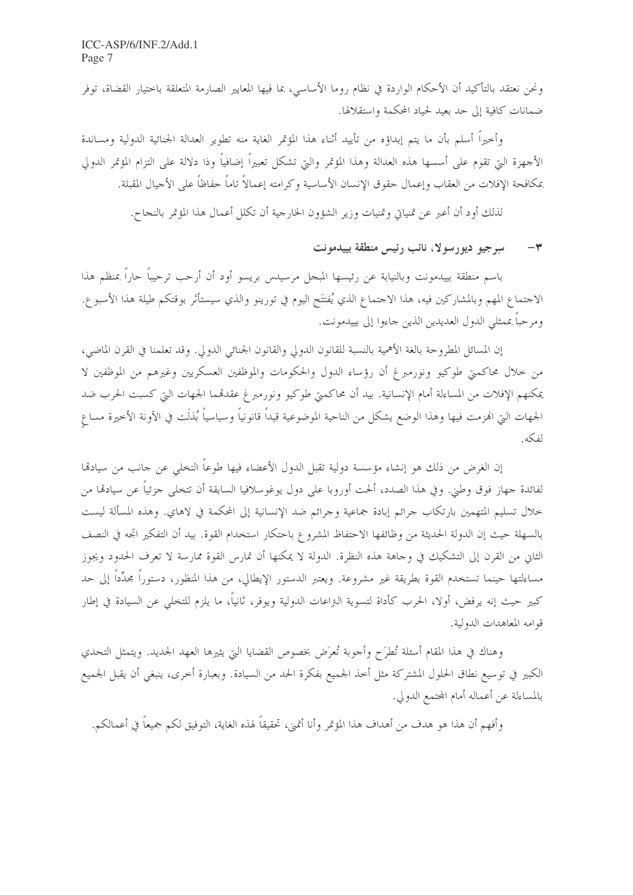ونحن نعتقد بالتأكيد أن الأحكام الواردة في نظام روما الأساسي، بما فيها المعايير الصارمة المتعلقة باختيار القضاة، توفر ضمانات كافية إلى حد بعيد لحياد المحكمة واستقلالها.

وأخيراً أسلم بأن ما يتم إبداؤه من تأييد أثناء هذا المؤتمر الغاية منه تطوير العدالة الجنائية الدولية ومساندة الأجهزة التي تقوم على أسسها هذه العدالة وهذا المؤتمر والتي تشكل تعبيراً إضافياً وذا دلالة على التزام المؤتمر الدولي بمكافحة الإفلات من العقاب وإعمال حقوق الإنسان الأساسية وكرامته إعمالاً تاماً حفاظاً على الأجيال المقبلة.

لذلك أود أن أعبر عن تمنياتي وتمنيات وزير الشؤون الخارجية أن تكلل أعمال هذا المؤتمر بالنجاح.

### ٣- سيرجيو ديورسولا، نائب رئيس منطقة بييدمونت

باسم منطقة بييدمونت وبالنيابة عن رئيسها المبجل مرسيدس بريسو أود أن أرحب ترحيباً حاراً بمنظم هذا الاجتماع المهم وبالمشاركين فيه، هذا الاجتماع الذي يُفتتَح اليوم في تورينو والذي سيستأثر بوقتكم طيلة هذا الأسبوع. ومرحباً بممثلي الدول العديدين الذين جاءوا إلى بييدمونت.

إن المسائل المطروحة بالغة الأهمية بالنسبة للقانون الدولي والقانون الجنائي الدولي. وقد تعلمنا في القرن الماضي، من خلال محاكمتي طوكيو ونورمبرغ أن رؤساء الدول والحكومات والموظفين العسكريين وغيرهم من الموظفين لا يمكنهم الإفلات من المساءلة أمام الإنسانية. بيد أن محاكمتي طوكيو ونورمبرغ عقدتهما الجهات التي كسبت الحرب ضد الجهات التي انهزمت فيها وهذا الوضع يشكل من الناحية الموضوعية قيداً قانونياً وسياسياً بُذلَت في الآونة الأخيرة مساعٍ لفكه.

إن الغرض من ذلك هو إنشاء مؤسسة دولية تقبل الدول الأعضاء فيها طوعاً التخلي عن جانب من سيادتها لفائدة جهاز فوق وطني. وفي هذا الصدد، ألحت أوروبا على دول يوغوسلافيا السابقة أن تتخلى جزئياً عن سيادتها من خلال تسليم المتهمين بارتكاب جرائم إبادة جماعية وجرائم ضد الإنسانية إلى المحكمة في لاهاي. وهذه المسألة ليست بالسهلة حيث إن الدولة الحديثة من وظائفها الاحتفاظ المشروع باحتكار استخدام القوة. بيد أن التفكير اتجه في النصف الثاني من القرن إلى التشكيك في وجاهة هذه النظرة. الدولة لا يمكنها أن تمارس القوة ممارسة لا تعرف الحدود ويجوز مساءلتها حينما تستخدم القوة بطريقة غير مشروعة. ويعتبر الدستور الإيطالي، من هذا المنظور، دستوراً مجدِّداً إلى حد كبير حيث إنه يرفض، أولا، الحرب كأداة لتسوية النزاعات الدولية ويوفر، ثانياً، ما يلزم للتخلي عن السيادة في إطار قوامه المعاهدات الدولية.

وهناك في هذا المقام أسئلة تُطرَح وأجوبة تُعرَض بخصوص القضايا التي يثيرها العهد الجديد. ويتمثل التحدي الكبير في توسيع نطاق الحلول المشتركة مثل أخذ الجميع بفكرة الحد من السيادة. وبعبارة أخرى، ينبغي أن يقبل الجميع بالمساءلة عن أعماله أمام المجتمع الدولي.

وأفهم أن هذا هو هدف من أهداف هذا المؤتمر وأنا أتمنى، تحقيقاً لهذه الغاية، التوفيق لكم جميعاً في أعمالكم.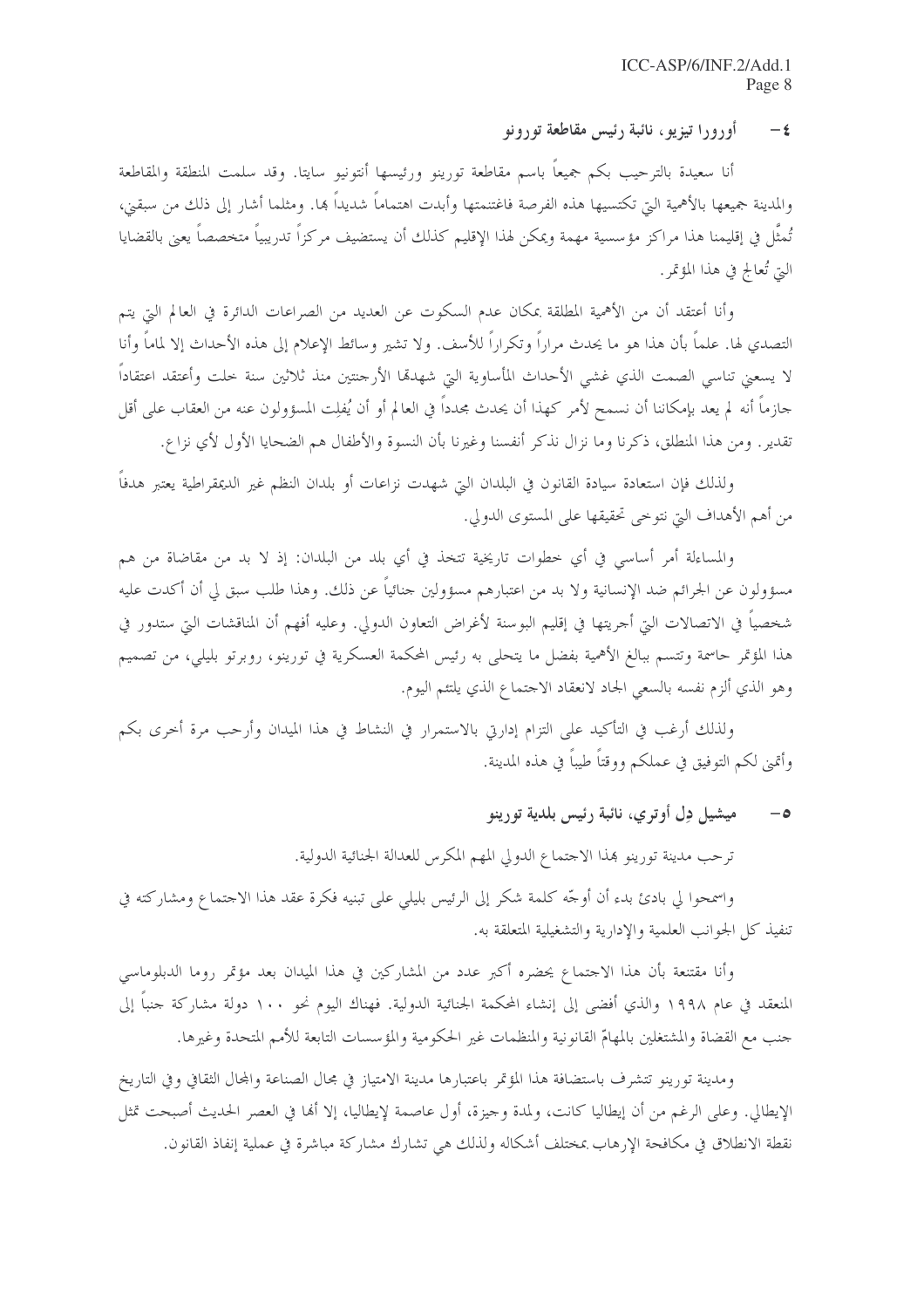### ٤ - أورورا تيزيو، نائبة رئيس مقاطعة تورونو

أنا سعيدة بالترحيب بكم جميعاً باسم مقاطعة تورينو ورئيسها أنتونيو سايتا. وقد سلمت المنطقة والمقاطعة والمدينة جميعها بالأهمية التي تكتسيها هذه الفرصة فاغتنمتها وأبدت اهتماماً شديداً بها. ومثلما أشار إلى ذلك من سبقني، تُمثَّل في إقليمنا هذا مراكز مؤسسية مهمة ويمكن لهذا الإقليم كذلك أن يستضيف مركزاً تدريبياً متخصصاً يعنى بالقضايا التي تُعالج في هذا المؤتمر.

وأنا أعتقد أن من الأهمية المطلقة بمكان عدم السكوت عن العديد من الصراعات الدائرة في العالم التي يتم التصدي لها. علماً بأن هذا هو ما يحدث مراراً وتكراراً للأسف. ولا تشير وسائط الإعلام إلى هذه الأحداث إلا لماماً وأنا لا يسعني تناسي الصمت الذي غشي الأحداث المأساوية التي شهدتها الأرجنتين منذ ثلاثين سنة خلت وأعتقد اعتقاداً جازماً أنه لم يعد بإمكاننا أن نسمح لأمر كهذا أن يحدث مجدداً في العالم أو أن يُفلِت المسؤولون عنه من العقاب على أقل تقدير. ومن هذا المنطلق، ذكرنا وما نزال نذكر أنفسنا وغيرنا بأن النسوة والأطفال هم الضحايا الأول لأي نزاع.

ولذلك فإن استعادة سيادة القانون في البلدان التي شهدت نزاعات أو بلدان النظم غير الديمقراطية يعتبر هدفاً من أهم الأهداف التي نتوخى تحقيقها على المستوى الدولي.

والمساءلة أمر أساسي في أي خطوات تاريخية تتخذ في أي بلد من البلدان: إذ لا بد من مقاضاة من هم مسؤولون عن الجرائم ضد الإنسانية ولا بد من اعتبارهم مسؤولين جنائياً عن ذلك. وهذا طلب سبق لي أن أكدت عليه شخصياً في الاتصالات التي أجريتها في إقليم البوسنة لأغراض التعاون الدولي. وعليه أفهم أن المناقشات التي ستدور في هذا المؤتمر حاسمة وتتسم ببالغ الأهمية بفضل ما يتحلى به رئيس المحكمة العسكرية في تورينو، روبرتو بليلي، من تصميم وهو الذي ألزم نفسه بالسعي الجاد لانعقاد الاجتماع الذي يلتئم اليوم.

ولذلك أرغب في التأكيد على التزام إدارتي بالاستمرار في النشاط في هذا الميدان وأرحب مرة أخرى بكم وأتمنى لكم التوفيق في عملكم ووقتاً طيباً في هذه المدينة.

### ٥ - ميشيل دِل أوتري، نائبة رئيس بلدية تورينو

ترحب مدينة تورينو بهذا الاجتماع الدولي المهم المكرس للعدالة الجنائية الدولية.

واسمحوا لي بادئ بدء أن أوجّه كلمة شكر إلى الرئيس بليلي على تبنيه فكرة عقد هذا الاجتماع ومشاركته في تنفيذ كل الجوانب العلمية والإدارية والتشغيلية المتعلقة به.

وأنا مقتنعة بأن هذا الاجتماع يحضره أكبر عدد من المشاركين في هذا الميدان بعد مؤتمر روما الدبلوماسي المنعقد في عام ١٩٩٨ والذي أفضى إلى إنشاء المحكمة الجنائية الدولية. فهناك اليوم نحو ١٠٠ دولة مشاركة جنباً إلى جنب مع القضاة والمشتغلين بالمهامّ القانونية والمنظمات غير الحكومية والمؤسسات التابعة للأمم المتحدة وغيرها.

ومدينة تورينو تتشرف باستضافة هذا المؤتمر باعتبارها مدينة الامتياز في مجال الصناعة والمجال الثقافي وفي التاريخ الإيطالي. وعلى الرغم من أن إيطاليا كانت، ولمدة وجيزة، أول عاصمة لإيطاليا، إلا أنها في العصر الحديث أصبحت تمثل نقطة الانطلاق في مكافحة الإرهاب بمختلف أشكاله ولذلك هي تشارك مشاركة مباشرة في عملية إنفاذ القانون.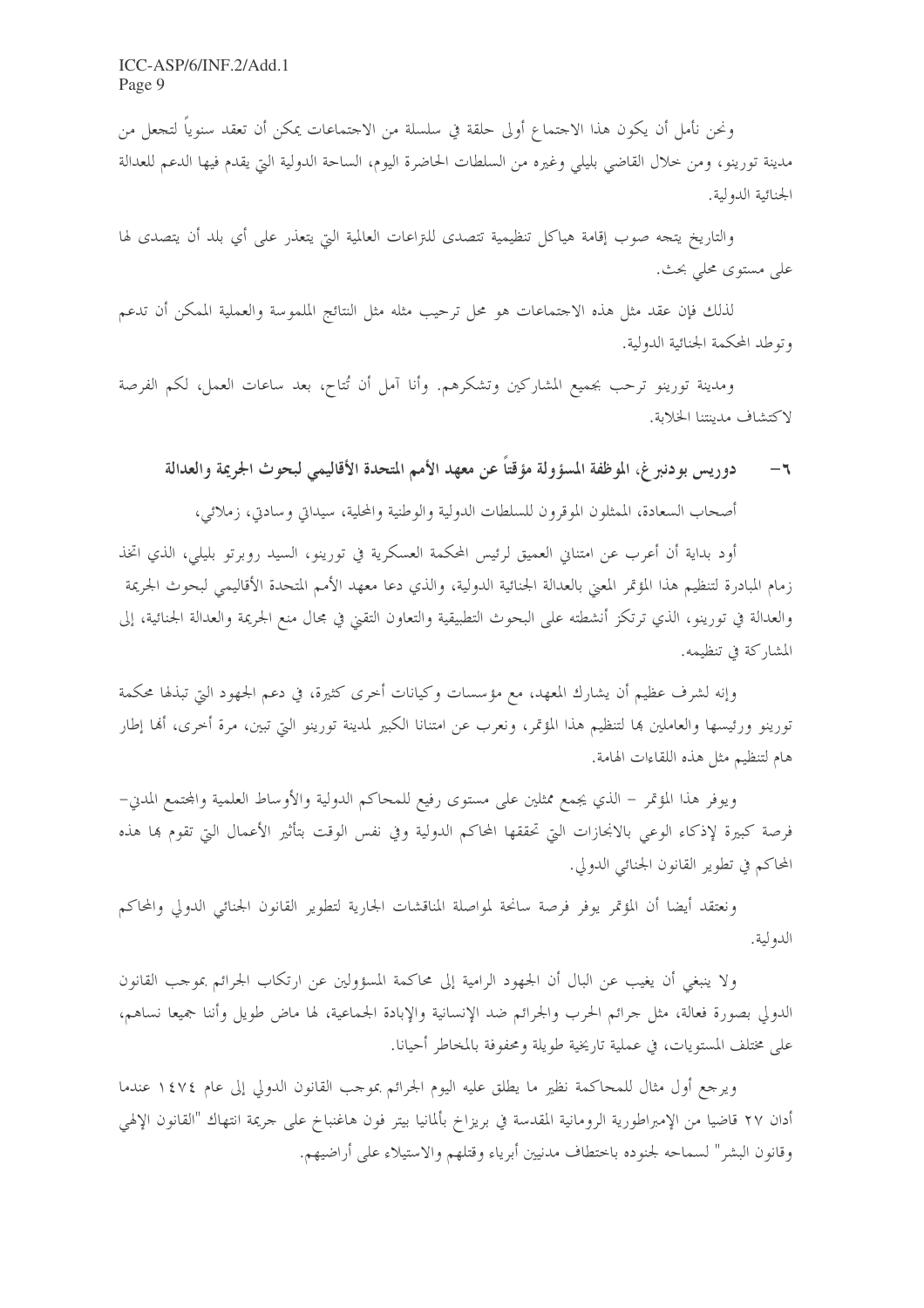ونحن نأمل أن يكون هذا الاجتماع أولى حلقة في سلسلة من الاجتماعات يمكن أن تعقد سنوياً لتجعل من مدينة تورينو، ومن خلال القاضي بليلي وغيره من السلطات الحاضرة اليوم، الساحة الدولية التي يقدم فيها الدعم للعدالة الجنائية الدولية.

والتاريخ يتجه صوب إقامة هياكل تنظيمية تتصدى للنزاعات العالمية التي يتعذر على أي بلد أن يتصدى لها على مستوى محلي بحت.

لذلك فإن عقد مثل هذه الاجتماعات هو محل ترحيب مثله مثل النتائج الملموسة والعملية الممكن أن تدعم وتوطد المحكمة الجنائية الدولية.

ومدينة تورينو ترحب بجميع المشاركين وتشكرهم. وأنا آمل أن تُتاح، بعد ساعات العمل، لكم الفرصة لاكتشاف مدينتنا الخلابة.

## ٦- دوريس بودنبرغ، الموظفة المسؤولة مؤقتاً عن معهد الأمم المتحدة الأقاليمي لبحوث الجريمة والعدالة

أصحاب السعادة، الممثلون الموقرون للسلطات الدولية والوطنية والمحلية، سيداتي وسادتي، زملائي،

أود بداية أن أعرب عن امتناني العميق لرئيس المحكمة العسكرية في تورينو، السيد روبرتو بليلي، الذي اتخذ زمام المبادرة لتنظيم هذا المؤتمر المعني بالعدالة الجنائية الدولية، والذي دعا معهد الأمم المتحدة الأقاليمي لبحوث الجريمة والعدالة في تورينو، الذي ترتكز أنشطته على البحوث التطبيقية والتعاون التقني في مجال منع الجريمة والعدالة الجنائية، إلى المشاركة في تنظيمه.

وإنه لشرف عظيم أن يشارك المعهد، مع مؤسسات وكيانات أخرى كثيرة، في دعم الجهود التي تبذلها محكمة تورينو ورئيسها والعاملين بها لتنظيم هذا المؤتمر، ونعرب عن امتناننا الكبير لمدينة تورينو التي تبين، مرة أخرى، أنها إطار هام لتنظيم مثل هذه اللقاءات الهامة.

ويوفر هذا المؤتمر - الذي يجمع ممثلين على مستوى رفيع للمحاكم الدولية والأوساط العلمية والمجتمع المدني- فرصة كبيرة لإذكاء الوعي بالانجازات التي تحققها المحاكم الدولية وفي نفس الوقت بتأثير الأعمال التي تقوم بها هذه المحاكم في تطوير القانون الجنائي الدولي.

ونعتقد أيضا أن المؤتمر يوفر فرصة سانحة لمواصلة المناقشات الجارية لتطوير القانون الجنائي الدولي والمحاكم الدولية.

ولا ينبغي أن يغيب عن البال أن الجهود الرامية إلى محاكمة المسؤولين عن ارتكاب الجرائم بموجب القانون الدولي بصورة فعالة، مثل جرائم الحرب والجرائم ضد الإنسانية والإبادة الجماعية، لها ماض طويل وأننا جميعا نساهم، على مختلف المستويات، في عملية تاريخية طويلة ومحفوفة بالمخاطر أحيانا.

ويرجع أول مثال للمحاكمة نظير ما يطلق عليه اليوم الجرائم بموجب القانون الدولي إلى عام ١٤٧٤ عندما أدان ٢٧ قاضيا من الإمبراطورية الرومانية المقدسة في بريزاخ بألمانيا بيتر فون هاغنباخ على جريمة انتهاك "القانون الإلهي وقانون البشر" لسماحه لجنوده باختطاف مدنيين أبرياء وقتلهم والاستيلاء على أراضيهم.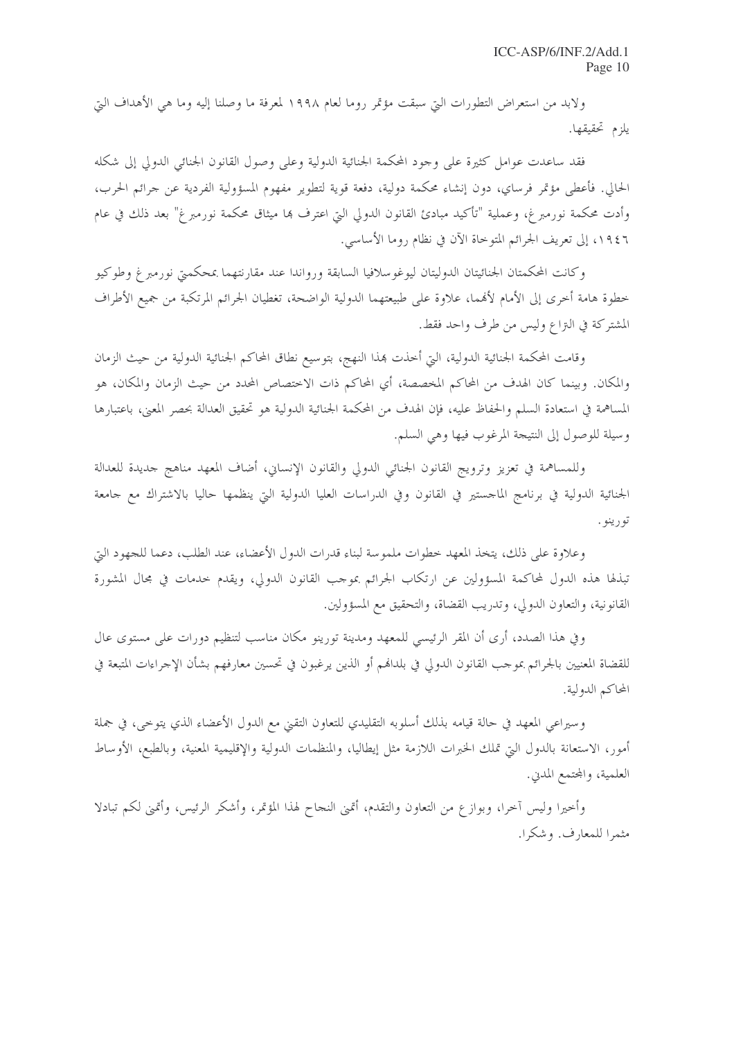ولابد من استعراض التطورات التي سبقت مؤتمر روما لعام ١٩٩٨ لمعرفة ما وصلنا إليه وما هي الأهداف التي يلزم تحقيقها.

فقد ساعدت عوامل كثيرة على وجود المحكمة الجنائية الدولية وعلى وصول القانون الجنائي الدولي إلى شكله الحالي. فأعطى مؤتمر فرساي، دون إنشاء محكمة دولية، دفعة قوية لتطوير مفهوم المسؤولية الفردية عن جرائم الحرب، وأدت محكمة نورمبرغ، وعملية "تأكيد مبادئ القانون الدولي التي اعترف بها ميثاق محكمة نورمبرغ" بعد ذلك في عام ١٩٤٦، إلى تعريف الجرائم المتوخاة الآن في نظام روما الأساسي.

وكانت المحكمتان الجنائيتان الدوليتان ليوغوسلافيا السابقة ورواندا عند مقارنتهما بمحكمتي نورمبرغ وطوكيو خطوة هامة أخرى إلى الأمام لأنهما، علاوة على طبيعتهما الدولية الواضحة، تغطيان الجرائم المرتكبة من جميع الأطراف المشتركة في النزاع وليس من طرف واحد فقط.

وقامت المحكمة الجنائية الدولية، التي أخذت بهذا النهج، بتوسيع نطاق المحاكم الجنائية الدولية من حيث الزمان والمكان. وبينما كان الهدف من المحاكم المخصصة، أي المحاكم ذات الاختصاص المحدد من حيث الزمان والمكان، هو المساهمة في استعادة السلم والحفاظ عليه، فإن الهدف من المحكمة الجنائية الدولية هو تحقيق العدالة بحصر المعنى، باعتبارها وسيلة للوصول إلى النتيجة المرغوب فيها وهي السلم.

وللمساهمة في تعزيز وترويج القانون الجنائي الدولي والقانون الإنساني، أضاف المعهد مناهج جديدة للعدالة الجنائية الدولية في برنامج الماجستير في القانون وفي الدراسات العليا الدولية التي ينظمها حاليا بالاشتراك مع جامعة تورينو.

وعلاوة على ذلك، يتخذ المعهد خطوات ملموسة لبناء قدرات الدول الأعضاء، عند الطلب، دعما للجهود التي تبذلها هذه الدول لمحاكمة المسؤولين عن ارتكاب الجرائم بموجب القانون الدولي، ويقدم خدمات في مجال المشورة القانونية، والتعاون الدولي، وتدريب القضاة، والتحقيق مع المسؤولين.

وفي هذا الصدد، أرى أن المقر الرئيسي للمعهد ومدينة تورينو مكان مناسب لتنظيم دورات على مستوى عال للقضاة المعنيين بالجرائم بموجب القانون الدولي في بلدانهم أو الذين يرغبون في تحسين معارفهم بشأن الإجراءات المتبعة في المحاكم الدولية.

وسيراعي المعهد في حالة قيامه بذلك أسلوبه التقليدي للتعاون التقني مع الدول الأعضاء الذي يتوخى، في جملة أمور، الاستعانة بالدول التي تملك الخبرات اللازمة مثل إيطاليا، والمنظمات الدولية والإقليمية المعنية، وبالطبع، الأوساط العلمية، والمجتمع المدني.

وأخيرا وليس آخرا، وبوازع من التعاون والتقدم، أتمنى النجاح لهذا المؤتمر، وأشكر الرئيس، وأتمنى لكم تبادلا مثمرا للمعارف. وشكرا.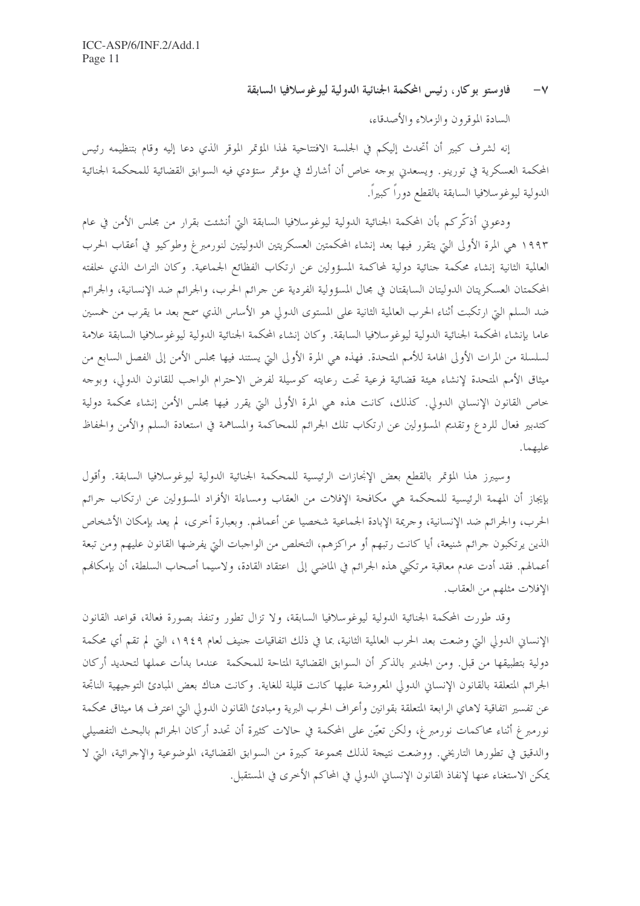### ٧- فاوستو بوكار، رئيس المحكمة الجنائية الدولية ليوغوسلافيا السابقة

السادة الموقرون والزملاء والأصدقاء،

إنه لشرف كبير أن أتحدث إليكم في الجلسة الافتتاحية لهذا المؤتمر الموقر الذي دعا إليه وقام بتنظيمه رئيس المحكمة العسكرية في تورينو. ويسعدني بوجه خاص أن أشارك في مؤتمر ستؤدي فيه السوابق القضائية للمحكمة الجنائية الدولية ليوغوسلافيا السابقة بالقطع دوراً كبيراً.

ودعوني أذكّركم بأن المحكمة الجنائية الدولية ليوغوسلافيا السابقة التي أنشئت بقرار من مجلس الأمن في عام ١٩٩٣ هي المرة الأولى التي يتقرر فيها بعد إنشاء المحكمتين العسكريتين الدوليتين لنورمبرغ وطوكيو في أعقاب الحرب العالمية الثانية إنشاء محكمة جنائية دولية لمحاكمة المسؤولين عن ارتكاب الفظائع الجماعية. وكان التراث الذي خلفته المحكمتان العسكريتان الدوليتان السابقتان في مجال المسؤولية الفردية عن جرائم الحرب، والجرائم ضد الإنسانية، والجرائم ضد السلم التي ارتكبت أثناء الحرب العالمية الثانية على المستوى الدولي هو الأساس الذي سمح بعد ما يقرب من خمسين عاما بإنشاء المحكمة الجنائية الدولية ليوغوسلافيا السابقة. وكان إنشاء المحكمة الجنائية الدولية ليوغوسلافيا السابقة علامة لسلسلة من المرات الأولى الهامة للأمم المتحدة. فهذه هي المرة الأولى التي يستند فيها مجلس الأمن إلى الفصل السابع من ميثاق الأمم المتحدة لإنشاء هيئة قضائية فرعية تحت رعايته كوسيلة لفرض الاحترام الواجب للقانون الدولي، وبوجه خاص القانون الإنساني الدولي. كذلك، كانت هذه هي المرة الأولى التي يقرر فيها مجلس الأمن إنشاء محكمة دولية كتدبير فعال للردع وتقديم المسؤولين عن ارتكاب تلك الجرائم للمحاكمة والمساهمة في استعادة السلم والأمن والحفاظ عليهما.

وسيبرز هذا المؤتمر بالقطع بعض الإنجازات الرئيسية للمحكمة الجنائية الدولية ليوغوسلافيا السابقة. وأقول بإيجاز أن المهمة الرئيسية للمحكمة هي مكافحة الإفلات من العقاب ومساءلة الأفراد المسؤولين عن ارتكاب جرائم الحرب، والجرائم ضد الإنسانية، وجريمة الإبادة الجماعية شخصيا عن أعمالهم. وبعبارة أخرى، لم يعد بإمكان الأشخاص الذين يرتكبون جرائم شنيعة، أيا كانت رتبهم أو مراكزهم، التخلص من الواجبات التي يفرضها القانون عليهم ومن تبعة أعمالهم. فقد أدت عدم معاقبة مرتكبي هذه الجرائم في الماضي إلى اعتقاد القادة، ولاسيما أصحاب السلطة، أن بإمكانهم الإفلات مثلهم من العقاب.

وقد طورت المحكمة الجنائية الدولية ليوغوسلافيا السابقة، ولا تزال تطور وتنفذ بصورة فعالة، قواعد القانون الإنساني الدولي التي وضعت بعد الحرب العالمية الثانية، بما في ذلك اتفاقيات جنيف لعام ١٩٤٩، التي لم تقم أي محكمة دولية بتطبيقها من قبل. ومن الجدير بالذكر أن السوابق القضائية المتاحة للمحكمة عندما بدأت عملها لتحديد أركان الجرائم المتعلقة بالقانون الإنساني الدولي المعروضة عليها كانت قليلة للغاية. وكانت هناك بعض المبادئ التوجيهية الناتجة عن تفسير اتفاقية لاهاي الرابعة المتعلقة بقوانين وأعراف الحرب البرية ومبادئ القانون الدولي التي اعترف بها ميثاق محكمة نورمبرغ أثناء محاكمات نورمبرغ، ولكن تعيّن على المحكمة في حالات كثيرة أن تحدد أركان الجرائم بالبحث التفصيلي والدقيق في تطورها التاريخي. ووضعت نتيجة لذلك مجموعة كبيرة من السوابق القضائية، الموضوعية والإجرائية، التي لا يمكن الاستغناء عنها لإنفاذ القانون الإنساني الدولي في المحاكم الأخرى في المستقبل.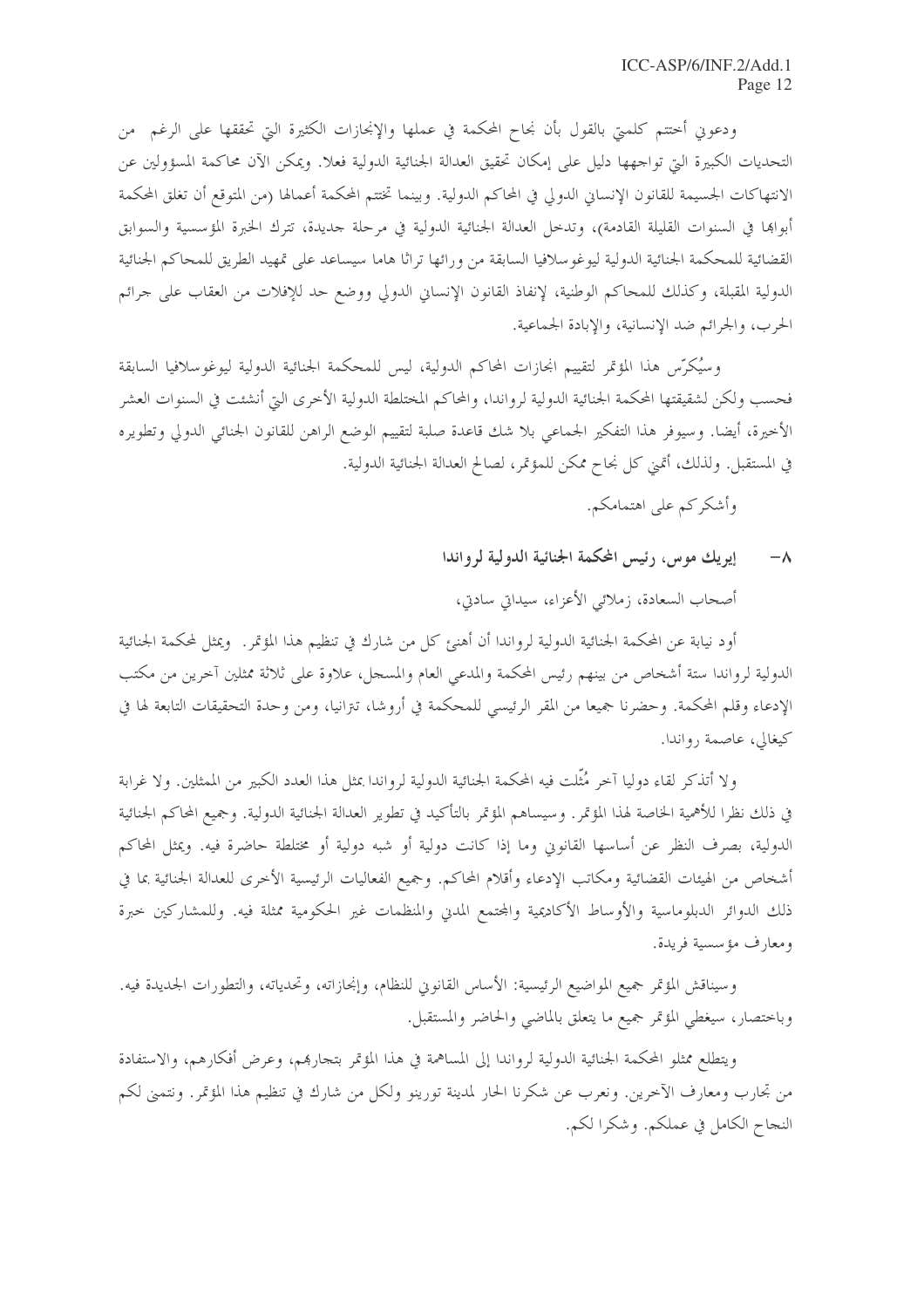ودعوني أختتم كلمتي بالقول بأن نجاح المحكمة في عملها والإنجازات الكثيرة التي تحققها على الرغم من التحديات الكبيرة التي تواجهها دليل على إمكان تحقيق العدالة الجنائية الدولية فعلا. ويمكن الآن محاكمة المسؤولين عن الانتهاكات الجسيمة للقانون الإنساني الدولي في المحاكم الدولية. وبينما تختتم المحكمة أعمالها (من المتوقع أن تغلق المحكمة أبوابها في السنوات القليلة القادمة)، وتدخل العدالة الجنائية الدولية في مرحلة جديدة، تترك الخبرة المؤسسية والسوابق القضائية للمحكمة الجنائية الدولية ليوغوسلافيا السابقة من ورائها تراثا هاما سيساعد على تمهيد الطريق للمحاكم الجنائية الدولية المقبلة، وكذلك للمحاكم الوطنية، لإنفاذ القانون الإنساني الدولي ووضع حد للإفلات من العقاب على جرائم الحرب، والجرائم ضد الإنسانية، والإبادة الجماعية.

وسيُكرّس هذا المؤتمر لتقييم انجازات المحاكم الدولية، ليس للمحكمة الجنائية الدولية ليوغوسلافيا السابقة فحسب ولكن لشقيقتها المحكمة الجنائية الدولية لرواندا، والمحاكم المختلطة الدولية الأخرى التي أنشئت في السنوات العشر الأخيرة، أيضا. وسيوفر هذا التفكير الجماعي بلا شك قاعدة صلبة لتقييم الوضع الراهن للقانون الجنائي الدولي وتطويره في المستقبل. ولذلك، أتمنى كل نجاح ممكن للمؤتمر، لصالح العدالة الجنائية الدولية.

وأشكركم على اهتمامكم.

## ٨- إيريك موس، رئيس المحكمة الجنائية الدولية لرواندا

أصحاب السعادة، زملائي الأعزاء، سيداتي سادتي،

أود نيابة عن المحكمة الجنائية الدولية لرواندا أن أهنئ كل من شارك في تنظيم هذا المؤتمر. ويمثل لمحكمة الجنائية الدولية لرواندا ستة أشخاص من بينهم رئيس المحكمة والمدعي العام والمسجل، علاوة على ثلاثة ممثلين آخرين من مكتب الإدعاء وقلم المحكمة. وحضرنا جميعا من المقر الرئيسي للمحكمة في أروشا، تنزانيا، ومن وحدة التحقيقات التابعة لها في كيغالي، عاصمة رواندا.

ولا أتذكر لقاء دوليا آخر مُثّلت فيه المحكمة الجنائية الدولية لرواندا بمثل هذا العدد الكبير من الممثلين. ولا غرابة في ذلك نظرا للأهمية الخاصة لهذا المؤتمر. وسيساهم المؤتمر بالتأكيد في تطوير العدالة الجنائية الدولية. وجميع المحاكم الجنائية الدولية، بصرف النظر عن أساسها القانوني وما إذا كانت دولية أو شبه دولية أو مختلطة حاضرة فيه. ويمثل المحاكم أشخاص من الهيئات القضائية ومكاتب الإدعاء وأقلام المحاكم. وجميع الفعاليات الرئيسية الأخرى للعدالة الجنائية بما في ذلك الدوائر الدبلوماسية والأوساط الأكاديمية والمجتمع المدني والمنظمات غير الحكومية ممثلة فيه. وللمشاركين خبرة ومعارف مؤسسية فريدة.

وسيناقش المؤتمر جميع المواضيع الرئيسية: الأساس القانوني للنظام، وإنجازاته، وتحدياته، والتطورات الجديدة فيه. وباختصار، سيغطي المؤتمر جميع ما يتعلق بالماضي والحاضر والمستقبل.

ويتطلع ممثلو المحكمة الجنائية الدولية لرواندا إلى المساهمة في هذا المؤتمر بتجاربهم، وعرض أفكارهم، والاستفادة من تجارب ومعارف الآخرين. ونعرب عن شكرنا الحار لمدينة تورينو ولكل من شارك في تنظيم هذا المؤتمر. ونتمنى لكم النجاح الكامل في عملكم. وشكرا لكم.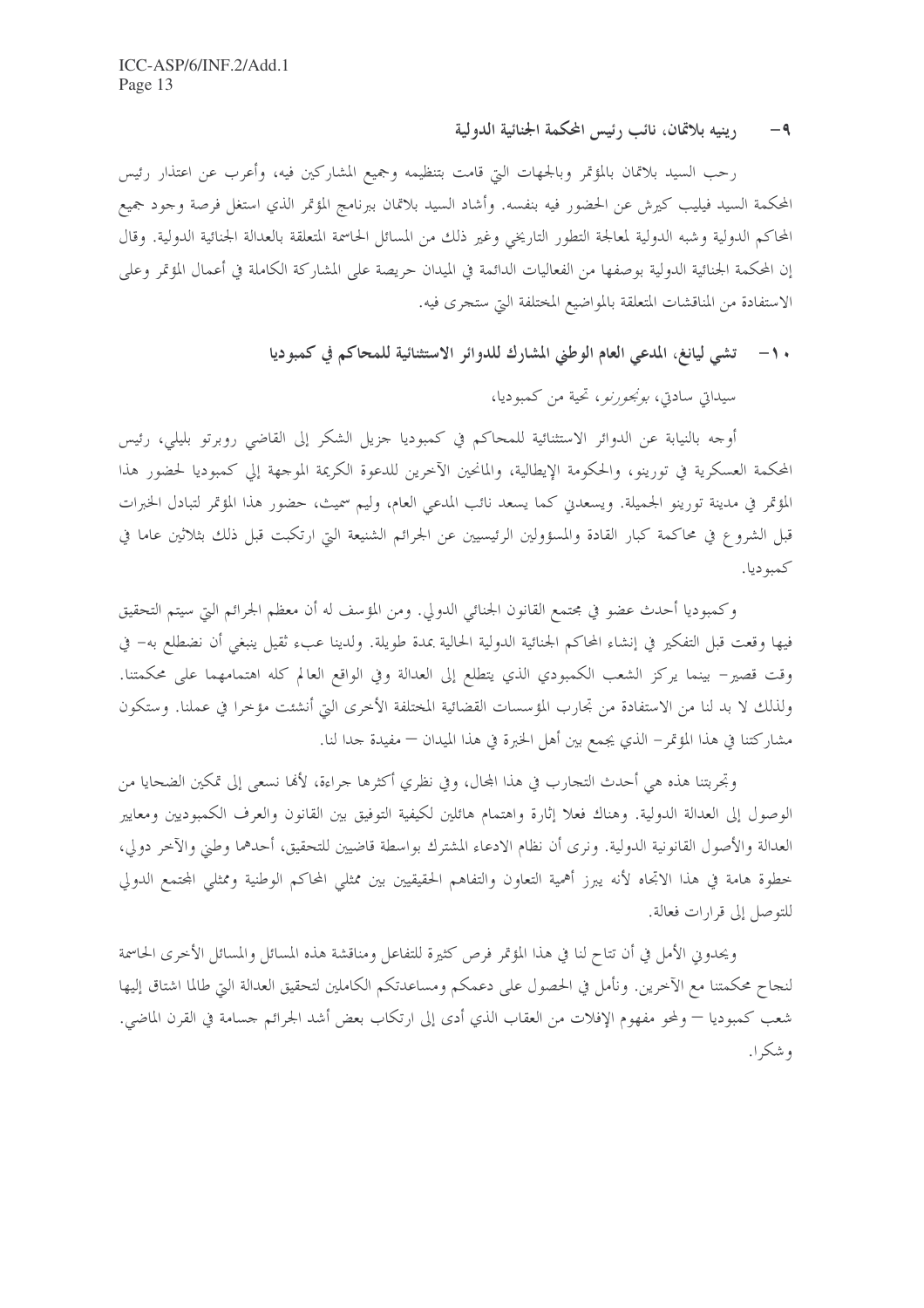**٩- رينيه بلاتمان، نائب رئيس المحكمة الجنائية الدولية**

رحب السيد بلاتمان بالمؤتمر وبالجهات التي قامت بتنظيمه وجميع المشاركين فيه، وأعرب عن اعتذار رئيس المحكمة السيد فيليب كيرش عن الحضور فيه بنفسه. وأشاد السيد بلاتمان ببرنامج المؤتمر الذي استغل فرصة وجود جميع المحاكم الدولية وشبه الدولية لمعالجة التطور التاريخي وغير ذلك من المسائل الحاسمة المتعلقة بالعدالة الجنائية الدولية. وقال إن المحكمة الجنائية الدولية بوصفها من الفعاليات الدائمة في الميدان حريصة على المشاركة الكاملة في أعمال المؤتمر وعلى الاستفادة من المناقشات المتعلقة بالمواضيع المختلفة التي ستجرى فيه.

**١٠- تشي ليانغ، المدعي العام الوطني المشارك للدوائر الاستثنائية للمحاكم في كمبوديا**

سيداتي سادتي، *بونجورنو*، تحية من كمبوديا،

أوجه بالنيابة عن الدوائر الاستثنائية للمحاكم في كمبوديا جزيل الشكر إلى القاضي روبرتو بليلي، رئيس المحكمة العسكرية في تورينو، والحكومة الإيطالية، والمانحين الآخرين للدعوة الكريمة الموجهة إلى كمبوديا لحضور هذا المؤتمر في مدينة تورينو الجميلة. ويسعدني كما يسعد نائب المدعي العام، وليم سميث، حضور هذا المؤتمر لتبادل الخبرات قبل الشروع في محاكمة كبار القادة والمسؤولين الرئيسيين عن الجرائم الشنيعة التي ارتكبت قبل ذلك بثلاثين عاما في كمبوديا.

وكمبوديا أحدث عضو في مجتمع القانون الجنائي الدولي. ومن المؤسف له أن معظم الجرائم التي سيتم التحقيق فيها وقعت قبل التفكير في إنشاء المحاكم الجنائية الدولية الحالية بمدة طويلة. ولدينا عبء ثقيل ينبغي أن نضطلع به- في وقت قصير- بينما يركز الشعب الكمبودي الذي يتطلع إلى العدالة وفي الواقع العالم كله اهتمامهما على محكمتنا. ولذلك لا بد لنا من الاستفادة من تجارب المؤسسات القضائية المختلفة الأخرى التي أنشئت مؤخرا في عملنا. وستكون مشاركتنا في هذا المؤتمر- الذي يجمع بين أهل الخبرة في هذا الميدان — مفيدة جدا لنا.

وتجربتنا هذه هي أحدث التجارب في هذا المجال، وفي نظري أكثرها جراءة، لأنها نسعى إلى تمكين الضحايا من الوصول إلى العدالة الدولية. وهناك فعلا إثارة واهتمام هائلين لكيفية التوفيق بين القانون والعرف الكمبوديين ومعايير العدالة والأصول القانونية الدولية. ونرى أن نظام الادعاء المشترك بواسطة قاضيين للتحقيق، أحدهما وطني والآخر دولي، خطوة هامة في هذا الاتجاه لأنه يبرز أهمية التعاون والتفاهم الحقيقيين بين ممثلي المحاكم الوطنية وممثلي المجتمع الدولي للتوصل إلى قرارات فعالة.

ويحدوني الأمل في أن تتاح لنا في هذا المؤتمر فرص كثيرة للتفاعل ومناقشة هذه المسائل والمسائل الأخرى الحاسمة لنجاح محكمتنا مع الآخرين. ونأمل في الحصول على دعمكم ومساعدتكم الكاملين لتحقيق العدالة التي طالما اشتاق إليها شعب كمبوديا — ولمحو مفهوم الإفلات من العقاب الذي أدى إلى ارتكاب بعض أشد الجرائم جسامة في القرن الماضي. وشكرا.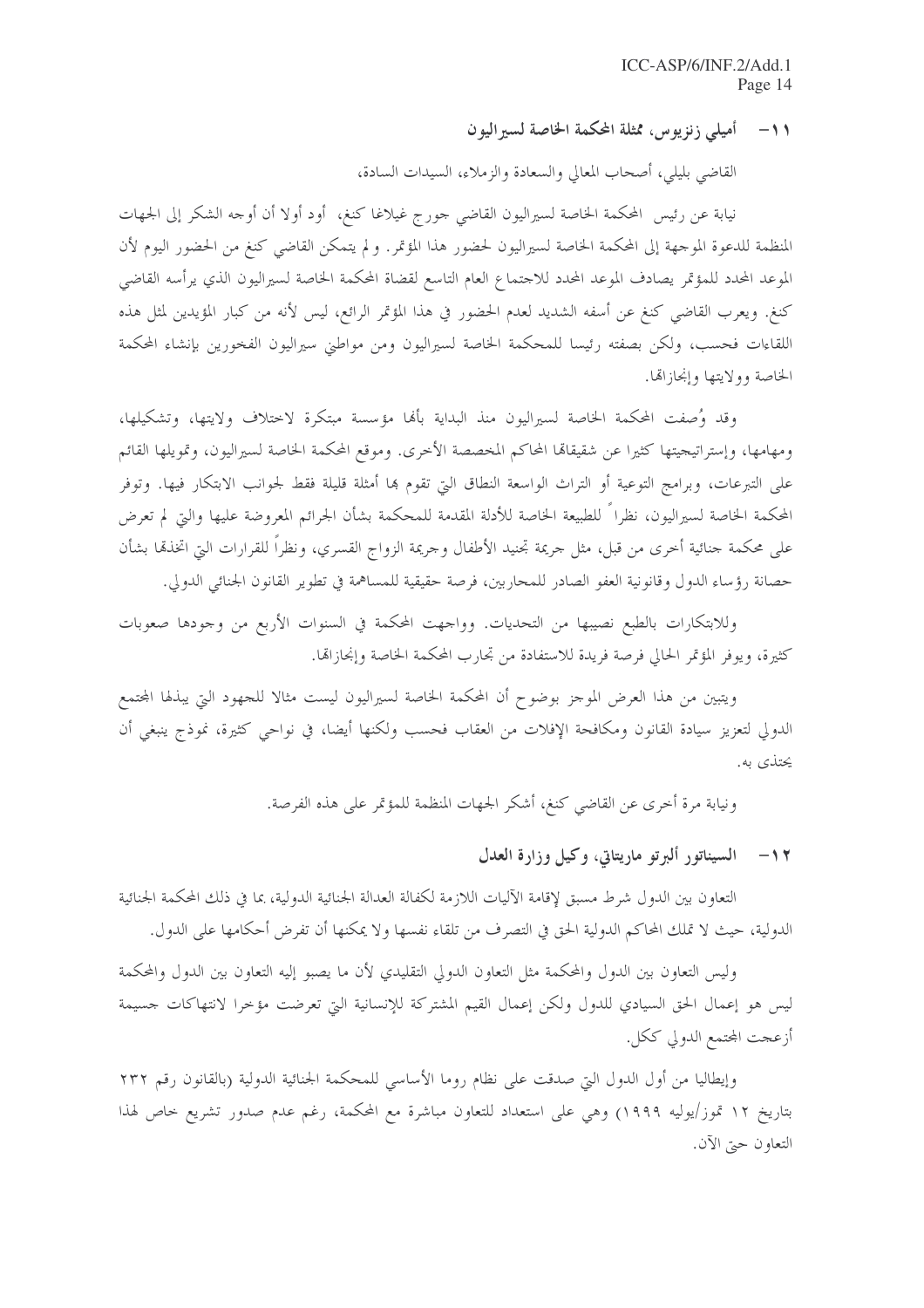### ١١- أميلي زنزيوس، ممثلة المحكمة الخاصة لسيراليون

القاضي بليلي، أصحاب المعالي والسعادة والزملاء، السيدات السادة،

نيابة عن رئيس المحكمة الخاصة لسيراليون القاضي جورج غيلاغا كنغ، أود أولا أن أوجه الشكر إلى الجهات المنظمة للدعوة الموجهة إلى المحكمة الخاصة لسيراليون لحضور هذا المؤتمر. ولم يتمكن القاضي كنغ من الحضور اليوم لأن الموعد المحدد للمؤتمر يصادف الموعد المحدد للاجتماع العام التاسع لقضاة المحكمة الخاصة لسيراليون الذي يرأسه القاضي كنغ. ويعرب القاضي كنغ عن أسفه الشديد لعدم الحضور في هذا المؤتمر الرائع، ليس لأنه من كبار المؤيدين لمثل هذه اللقاءات فحسب، ولكن بصفته رئيسا للمحكمة الخاصة لسيراليون ومن مواطني سيراليون الفخورين بإنشاء المحكمة الخاصة وولايتها وإنجازاتها.

وقد وُصفت المحكمة الخاصة لسيراليون منذ البداية بأنها مؤسسة مبتكرة لاختلاف ولايتها، وتشكيلها، ومهامها، وإستراتيجيتها كثيرا عن شقيقاتها المحاكم المخصصة الأخرى. وموقع المحكمة الخاصة لسيراليون، وتمويلها القائم على التبرعات، وبرامج التوعية أو التراث الواسعة النطاق التي تقوم بها أمثلة قليلة فقط لجوانب الابتكار فيها. وتوفر المحكمة الخاصة لسيراليون، نظراً للطبيعة الخاصة للأدلة المقدمة للمحكمة بشأن الجرائم المعروضة عليها والتي لم تعرض على محكمة جنائية أخرى من قبل، مثل جريمة تجنيد الأطفال وجريمة الزواج القسري، ونظراً للقرارات التي اتخذتها بشأن حصانة رؤساء الدول وقانونية العفو الصادر للمحاربين، فرصة حقيقية للمساهمة في تطوير القانون الجنائي الدولي.

وللابتكارات بالطبع نصيبها من التحديات. وواجهت المحكمة في السنوات الأربع من وجودها صعوبات كثيرة، ويوفر المؤتمر الحالي فرصة فريدة للاستفادة من تجارب المحكمة الخاصة وإنجازاتها.

ويتبين من هذا العرض الموجز بوضوح أن المحكمة الخاصة لسيراليون ليست مثالا للجهود التي يبذلها المجتمع الدولي لتعزيز سيادة القانون ومكافحة الإفلات من العقاب فحسب ولكنها أيضا، في نواحي كثيرة، نموذج ينبغي أن يحتذى به.

ونيابة مرة أخرى عن القاضي كنغ، أشكر الجهات المنظمة للمؤتمر على هذه الفرصة.

### ١٢- السيناتور ألبرتو ماريتاتي، وكيل وزارة العدل

التعاون بين الدول شرط مسبق لإقامة الآليات اللازمة لكفالة العدالة الجنائية الدولية، بما في ذلك المحكمة الجنائية الدولية، حيث لا تملك المحاكم الدولية الحق في التصرف من تلقاء نفسها ولا يمكنها أن تفرض أحكامها على الدول.

وليس التعاون بين الدول والمحكمة مثل التعاون الدولي التقليدي لأن ما يصبو إليه التعاون بين الدول والمحكمة ليس هو إعمال الحق السيادي للدول ولكن إعمال القيم المشتركة للإنسانية التي تعرضت مؤخرا لانتهاكات جسيمة أزعجت المجتمع الدولي ككل.

وإيطاليا من أول الدول التي صدقت على نظام روما الأساسي للمحكمة الجنائية الدولية (بالقانون رقم ٢٣٢ بتاريخ ١٢ تموز/يوليه ١٩٩٩) وهي على استعداد للتعاون مباشرة مع المحكمة، رغم عدم صدور تشريع خاص لهذا التعاون حتى الآن.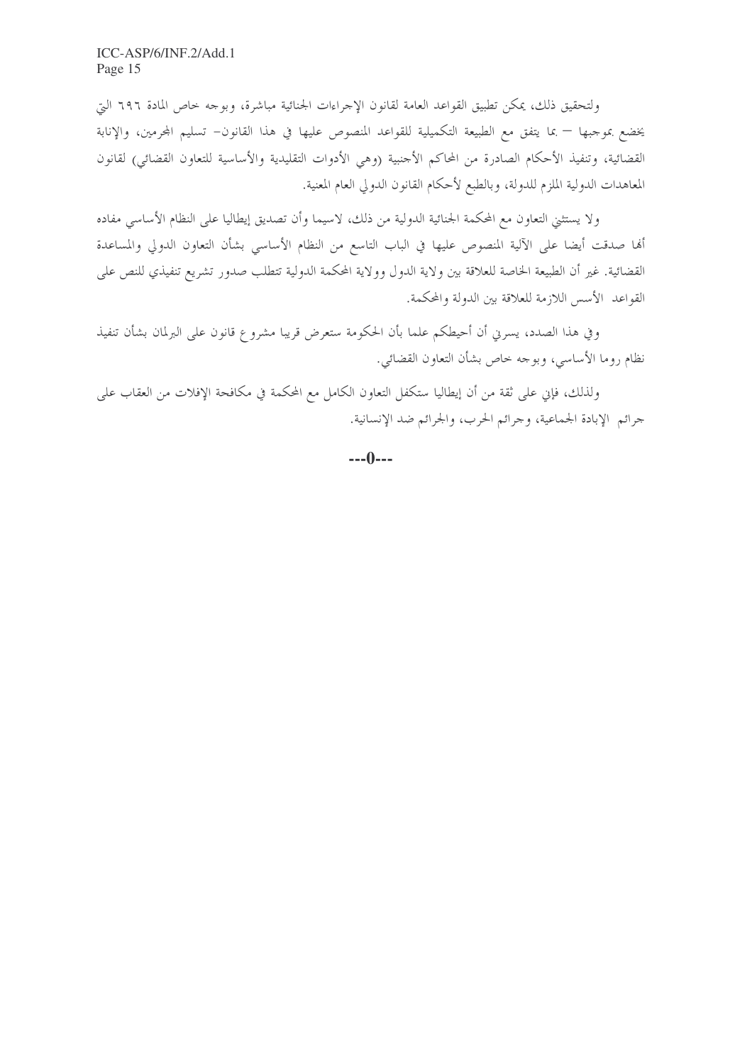ولتحقيق ذلك، يمكن تطبيق القواعد العامة لقانون الإجراءات الجنائية مباشرة، وبوجه خاص المادة ٦٩٦ التي يخضع بموجبها — بما يتفق مع الطبيعة التكميلية للقواعد المنصوص عليها في هذا القانون– تسليم المجرمين، والإنابة القضائية، وتنفيذ الأحكام الصادرة من المحاكم الأجنبية (وهي الأدوات التقليدية والأساسية للتعاون القضائي) لقانون المعاهدات الدولية الملزم للدولة، وبالطبع لأحكام القانون الدولي العام المعنية.

ولا يستثنى التعاون مع المحكمة الجنائية الدولية من ذلك، لاسيما وأن تصديق إيطاليا على النظام الأساسي مفاده أنها صدقت أيضا على الآلية المنصوص عليها في الباب التاسع من النظام الأساسي بشأن التعاون الدولي والمساعدة القضائية. غير أن الطبيعة الخاصة للعلاقة بين ولاية الدول وولاية المحكمة الدولية تتطلب صدور تشريع تنفيذي للنص على القواعد الأسس اللازمة للعلاقة بين الدولة والمحكمة.

وفي هذا الصدد، يسرني أن أحيطكم علما بأن الحكومة ستعرض قريبا مشروع قانون على البرلمان بشأن تنفيذ نظام روما الأساسي، وبوجه خاص بشأن التعاون القضائي.

ولذلك، فإني على ثقة من أن إيطاليا ستكفل التعاون الكامل مع المحكمة في مكافحة الإفلات من العقاب على جرائم الإبادة الجماعية، وجرائم الحرب، والجرائم ضد الإنسانية.

---0---